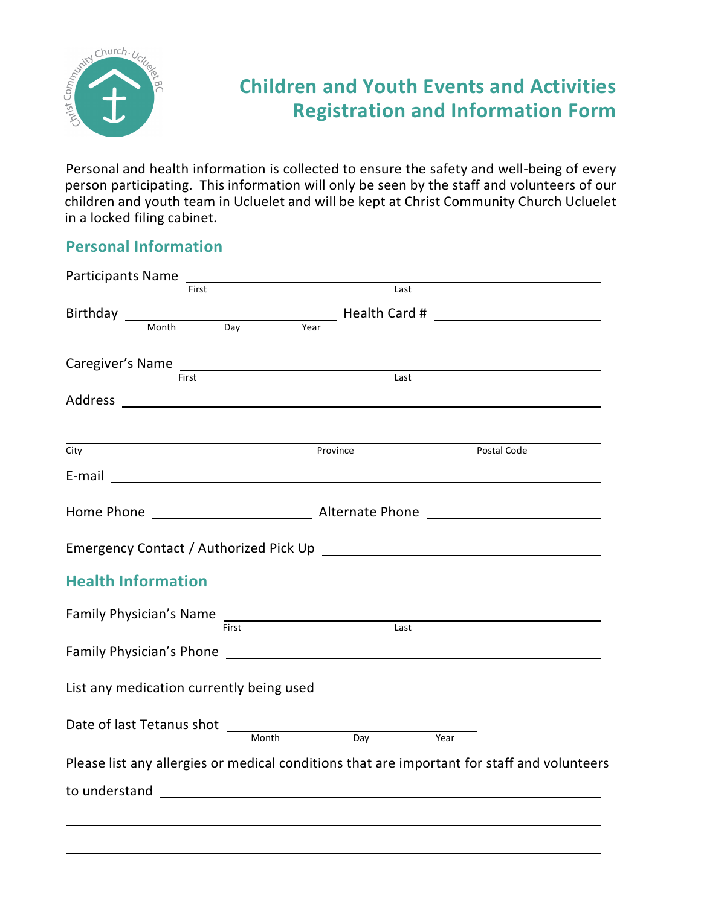# Children and Youth Events and Activities Registration and Information Form

Personal and health information is collected to ensure the safety and well-being of every person participating. This information will only be seen by the staff and volunteers of our children and youth team in Ucluelet and will be kept at Christ Community Church Ucluelet in a locked filing cabinet.

## Personal Information

Participants Name ______________________________________________
First Last

Birthday ______________________________ Health Card # ______________________
Month Day Year

Caregiver's Name ______________________________________________
First Last

Address ______________________________________________

______________________________________________
City Province Postal Code

E-mail ______________________________________________

Home Phone ______________________ Alternate Phone ______________________

Emergency Contact / Authorized Pick Up ______________________________

## Health Information

Family Physician's Name ______________________________________________
First Last

Family Physician's Phone ______________________________________________

List any medication currently being used ______________________________

Date of last Tetanus shot ______________________________
Month Day Year

Please list any allergies or medical conditions that are important for staff and volunteers to understand ______________________________________________

______________________________________________

______________________________________________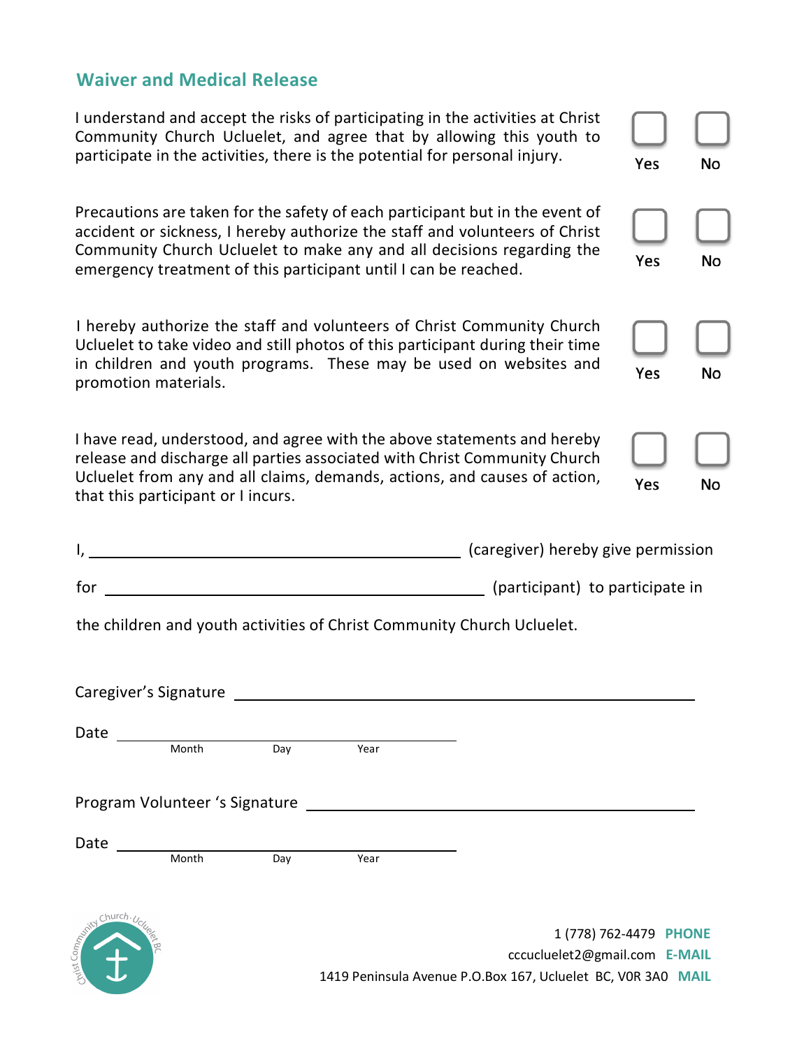## Waiver and Medical Release

I understand and accept the risks of participating in the activities at Christ Community Church Ucluelet, and agree that by allowing this youth to participate in the activities, there is the potential for personal injury.

☐ Yes ☐ No

Precautions are taken for the safety of each participant but in the event of accident or sickness, I hereby authorize the staff and volunteers of Christ Community Church Ucluelet to make any and all decisions regarding the emergency treatment of this participant until I can be reached.

☐ Yes ☐ No

I hereby authorize the staff and volunteers of Christ Community Church Ucluelet to take video and still photos of this participant during their time in children and youth programs. These may be used on websites and promotion materials.

☐ Yes ☐ No

I have read, understood, and agree with the above statements and hereby release and discharge all parties associated with Christ Community Church Ucluelet from any and all claims, demands, actions, and causes of action, that this participant or I incurs.

☐ Yes ☐ No

I, ______________________________ (caregiver) hereby give permission

for ______________________________ (participant) to participate in

the children and youth activities of Christ Community Church Ucluelet.

Caregiver's Signature ______________________________

Date ______________________________
Month Day Year

Program Volunteer 's Signature ______________________________

Date ______________________________
Month Day Year

Christ Community Church · Ucluelet BC

1 (778) 762-4479 **PHONE**
cccucluelet2@gmail.com **E-MAIL**
1419 Peninsula Avenue P.O.Box 167, Ucluelet BC, V0R 3A0 **MAIL**